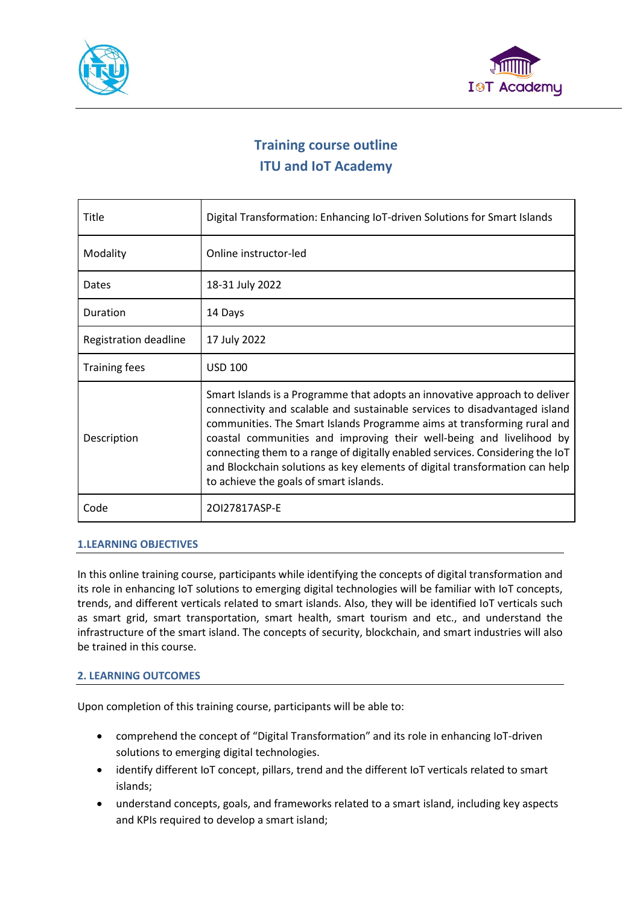# Training course outline
# ITU and IoT Academy

| Title | Digital Transformation: Enhancing IoT-driven Solutions for Smart Islands |
| --- | --- |
| Modality | Online instructor-led |
| Dates | 18-31 July 2022 |
| Duration | 14 Days |
| Registration deadline | 17 July 2022 |
| Training fees | USD 100 |
| Description | Smart Islands is a Programme that adopts an innovative approach to deliver connectivity and scalable and sustainable services to disadvantaged island communities. The Smart Islands Programme aims at transforming rural and coastal communities and improving their well-being and livelihood by connecting them to a range of digitally enabled services. Considering the IoT and Blockchain solutions as key elements of digital transformation can help to achieve the goals of smart islands. |
| Code | 20I27817ASP-E |

## 1.LEARNING OBJECTIVES

In this online training course, participants while identifying the concepts of digital transformation and its role in enhancing IoT solutions to emerging digital technologies will be familiar with IoT concepts, trends, and different verticals related to smart islands. Also, they will be identified IoT verticals such as smart grid, smart transportation, smart health, smart tourism and etc., and understand the infrastructure of the smart island. The concepts of security, blockchain, and smart industries will also be trained in this course.

## 2. LEARNING OUTCOMES

Upon completion of this training course, participants will be able to:

- comprehend the concept of "Digital Transformation" and its role in enhancing IoT-driven solutions to emerging digital technologies.
- identify different IoT concept, pillars, trend and the different IoT verticals related to smart islands;
- understand concepts, goals, and frameworks related to a smart island, including key aspects and KPIs required to develop a smart island;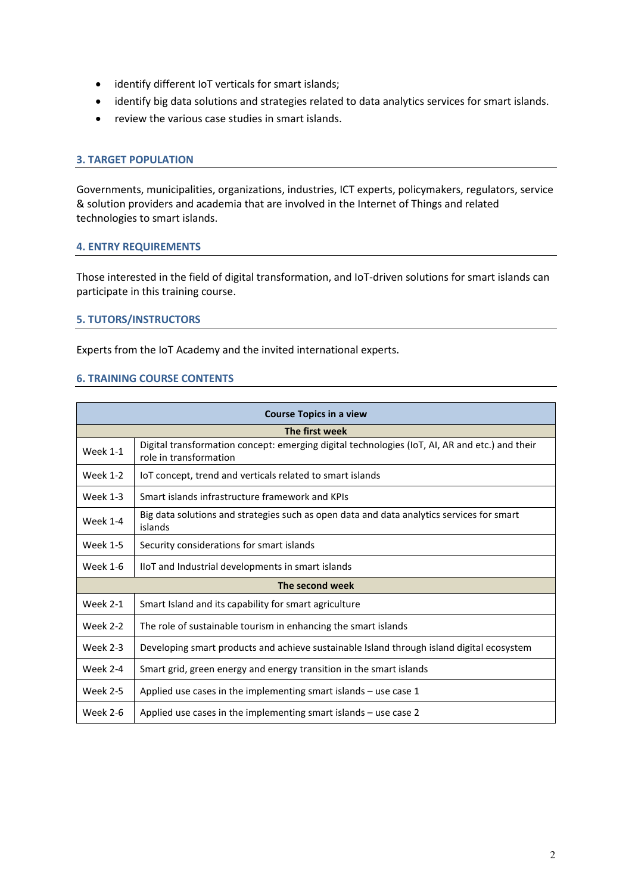- identify different IoT verticals for smart islands;
- identify big data solutions and strategies related to data analytics services for smart islands.
- review the various case studies in smart islands.

## 3. TARGET POPULATION

Governments, municipalities, organizations, industries, ICT experts, policymakers, regulators, service & solution providers and academia that are involved in the Internet of Things and related technologies to smart islands.

## 4. ENTRY REQUIREMENTS

Those interested in the field of digital transformation, and IoT-driven solutions for smart islands can participate in this training course.

## 5. TUTORS/INSTRUCTORS

Experts from the IoT Academy and the invited international experts.

## 6. TRAINING COURSE CONTENTS

| **Course Topics in a view** | |
|---|---|
| **The first week** | |
| Week 1-1 | Digital transformation concept: emerging digital technologies (IoT, AI, AR and etc.) and their role in transformation |
| Week 1-2 | IoT concept, trend and verticals related to smart islands |
| Week 1-3 | Smart islands infrastructure framework and KPIs |
| Week 1-4 | Big data solutions and strategies such as open data and data analytics services for smart islands |
| Week 1-5 | Security considerations for smart islands |
| Week 1-6 | IIoT and Industrial developments in smart islands |
| **The second week** | |
| Week 2-1 | Smart Island and its capability for smart agriculture |
| Week 2-2 | The role of sustainable tourism in enhancing the smart islands |
| Week 2-3 | Developing smart products and achieve sustainable Island through island digital ecosystem |
| Week 2-4 | Smart grid, green energy and energy transition in the smart islands |
| Week 2-5 | Applied use cases in the implementing smart islands – use case 1 |
| Week 2-6 | Applied use cases in the implementing smart islands – use case 2 |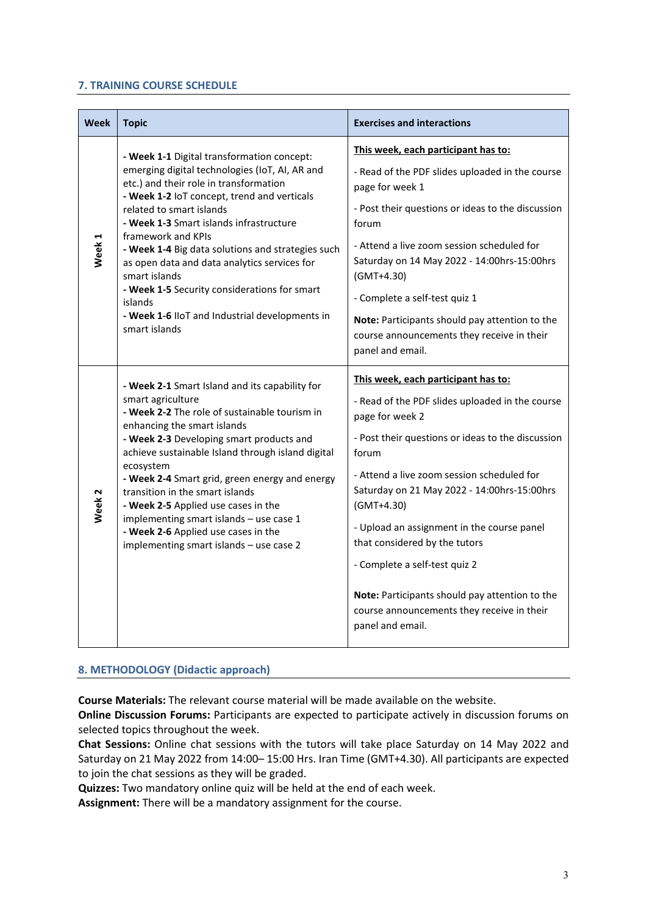## 7. TRAINING COURSE SCHEDULE

| Week | Topic | Exercises and interactions |
|---|---|---|
| Week 1 | **- Week 1-1** Digital transformation concept: emerging digital technologies (IoT, AI, AR and etc.) and their role in transformation<br>**- Week 1-2** IoT concept, trend and verticals related to smart islands<br>**- Week 1-3** Smart islands infrastructure framework and KPIs<br>**- Week 1-4** Big data solutions and strategies such as open data and data analytics services for smart islands<br>**- Week 1-5** Security considerations for smart islands<br>**- Week 1-6** IIoT and Industrial developments in smart islands | **<u>This week, each participant has to:</u>**<br>- Read of the PDF slides uploaded in the course page for week 1<br>- Post their questions or ideas to the discussion forum<br>- Attend a live zoom session scheduled for Saturday on 14 May 2022 - 14:00hrs-15:00hrs (GMT+4.30)<br>- Complete a self-test quiz 1<br>**Note:** Participants should pay attention to the course announcements they receive in their panel and email. |
| Week 2 | **- Week 2-1** Smart Island and its capability for smart agriculture<br>**- Week 2-2** The role of sustainable tourism in enhancing the smart islands<br>**- Week 2-3** Developing smart products and achieve sustainable Island through island digital ecosystem<br>**- Week 2-4** Smart grid, green energy and energy transition in the smart islands<br>**- Week 2-5** Applied use cases in the implementing smart islands – use case 1<br>**- Week 2-6** Applied use cases in the implementing smart islands – use case 2 | **<u>This week, each participant has to:</u>**<br>- Read of the PDF slides uploaded in the course page for week 2<br>- Post their questions or ideas to the discussion forum<br>- Attend a live zoom session scheduled for Saturday on 21 May 2022 - 14:00hrs-15:00hrs (GMT+4.30)<br>- Upload an assignment in the course panel that considered by the tutors<br>- Complete a self-test quiz 2<br>**Note:** Participants should pay attention to the course announcements they receive in their panel and email. |

## 8. METHODOLOGY (Didactic approach)

**Course Materials:** The relevant course material will be made available on the website.
**Online Discussion Forums:** Participants are expected to participate actively in discussion forums on selected topics throughout the week.
**Chat Sessions:** Online chat sessions with the tutors will take place Saturday on 14 May 2022 and Saturday on 21 May 2022 from 14:00– 15:00 Hrs. Iran Time (GMT+4.30). All participants are expected to join the chat sessions as they will be graded.
**Quizzes:** Two mandatory online quiz will be held at the end of each week.
**Assignment:** There will be a mandatory assignment for the course.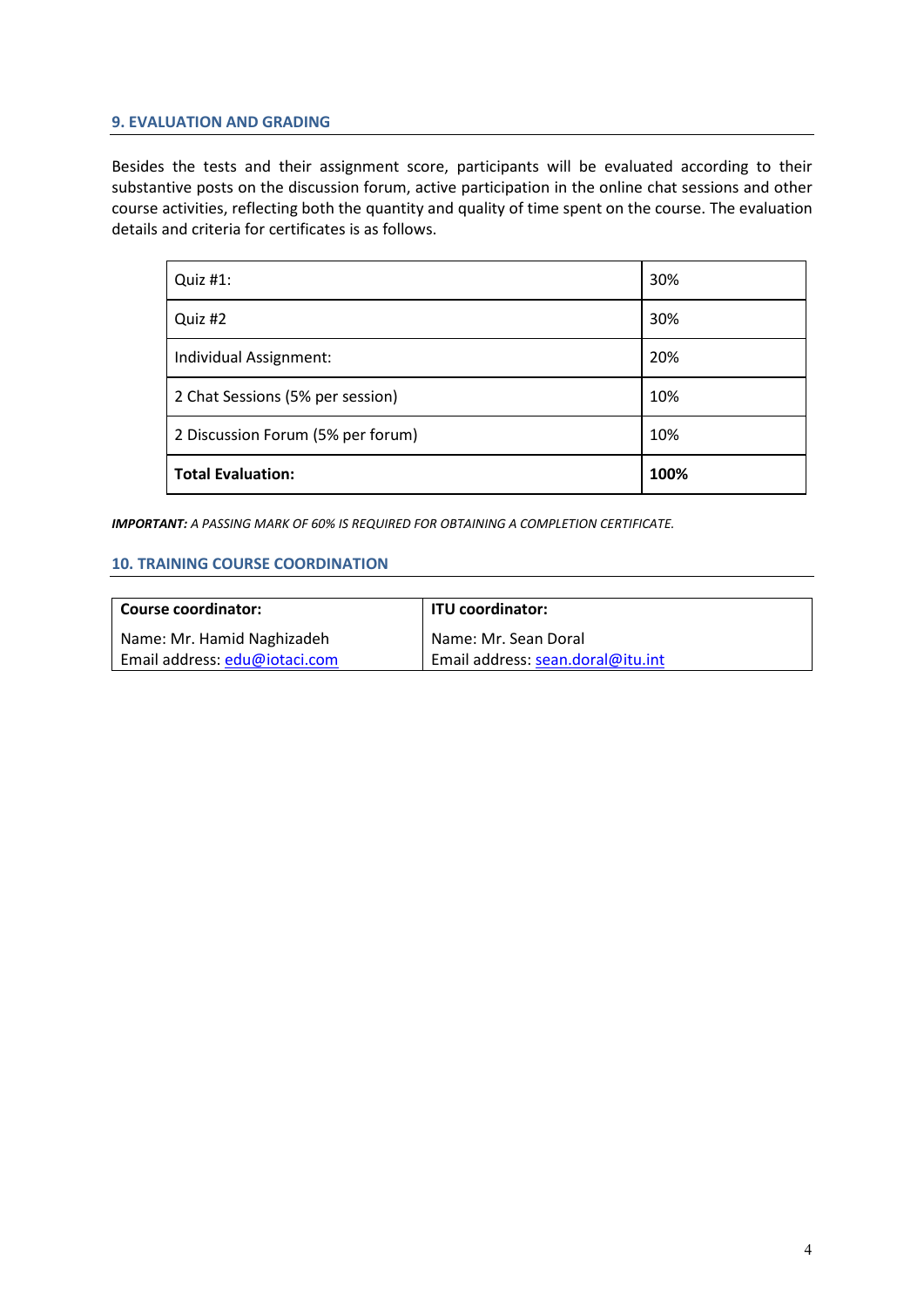## 9. EVALUATION AND GRADING

Besides the tests and their assignment score, participants will be evaluated according to their substantive posts on the discussion forum, active participation in the online chat sessions and other course activities, reflecting both the quantity and quality of time spent on the course. The evaluation details and criteria for certificates is as follows.

| | |
|---|---|
| Quiz #1: | 30% |
| Quiz #2 | 30% |
| Individual Assignment: | 20% |
| 2 Chat Sessions (5% per session) | 10% |
| 2 Discussion Forum (5% per forum) | 10% |
| **Total Evaluation:** | **100%** |

***IMPORTANT:*** *A PASSING MARK OF 60% IS REQUIRED FOR OBTAINING A COMPLETION CERTIFICATE.*

## 10. TRAINING COURSE COORDINATION

| **Course coordinator:** | **ITU coordinator:** |
|---|---|
| Name: Mr. Hamid Naghizadeh<br>Email address: edu@iotaci.com | Name: Mr. Sean Doral<br>Email address: sean.doral@itu.int |